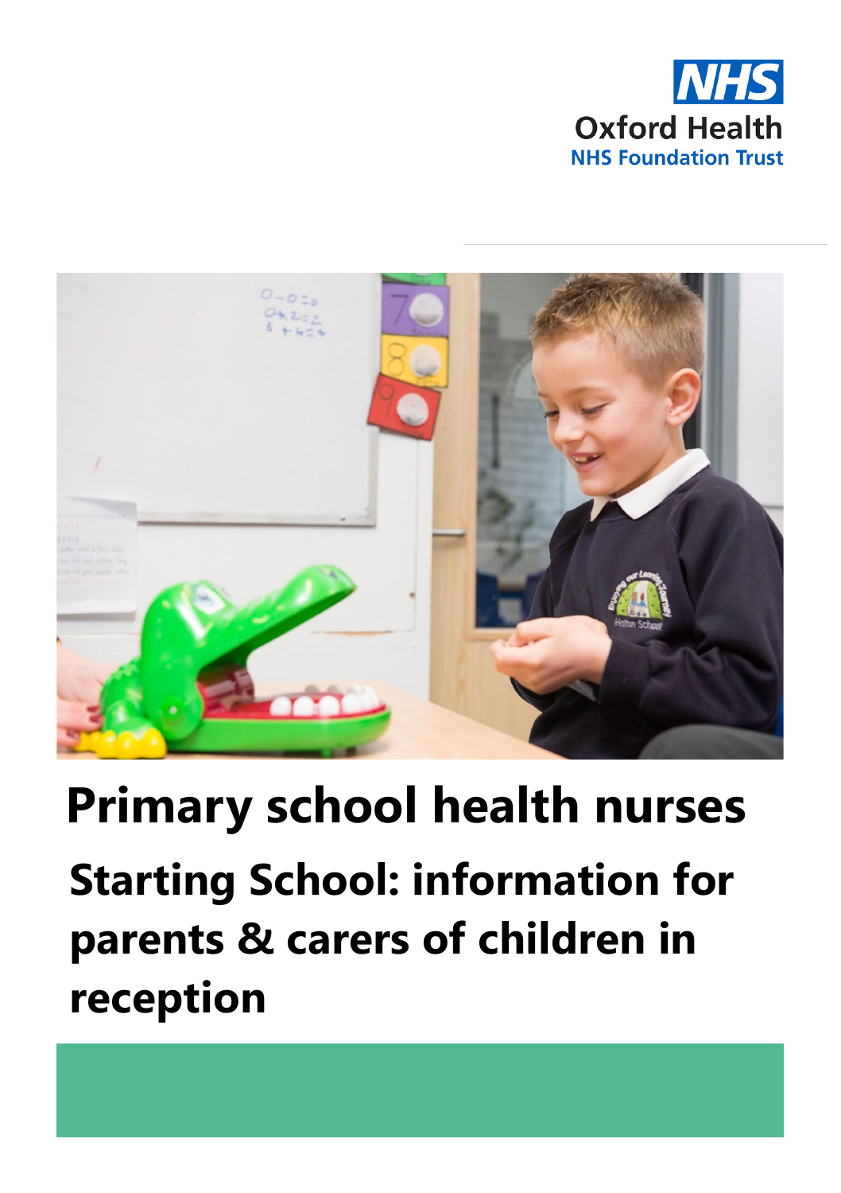NHS
Oxford Health
NHS Foundation Trust

# Primary school health nurses

## Starting School: information for parents & carers of children in reception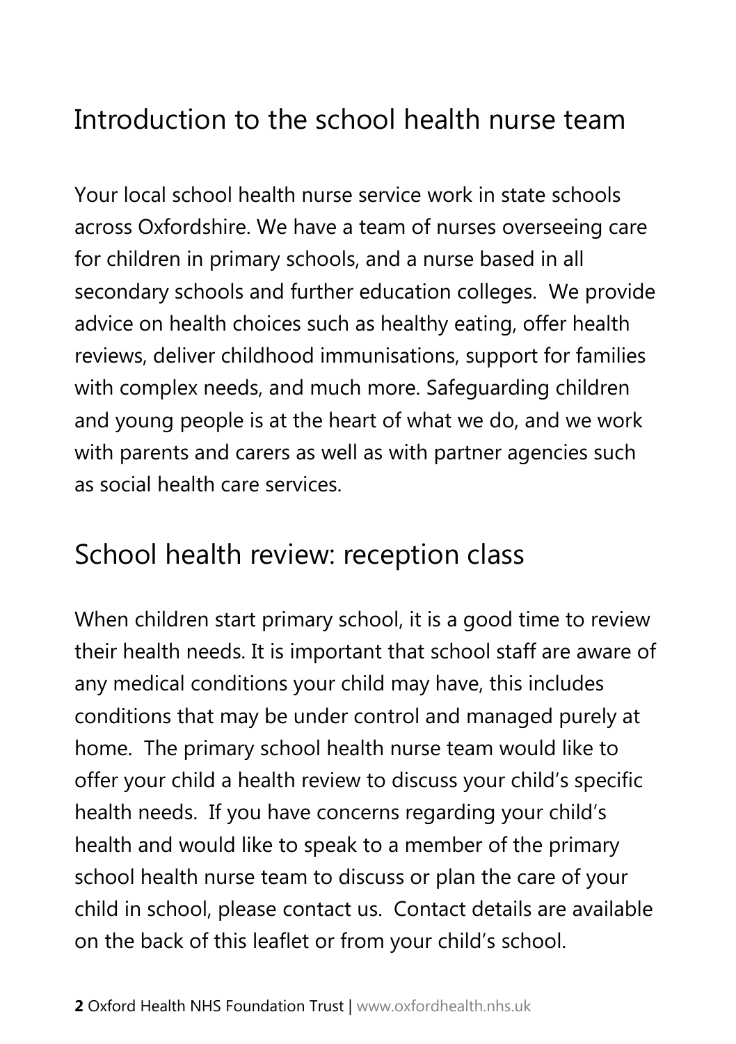## Introduction to the school health nurse team

Your local school health nurse service work in state schools across Oxfordshire. We have a team of nurses overseeing care for children in primary schools, and a nurse based in all secondary schools and further education colleges. We provide advice on health choices such as healthy eating, offer health reviews, deliver childhood immunisations, support for families with complex needs, and much more. Safeguarding children and young people is at the heart of what we do, and we work with parents and carers as well as with partner agencies such as social health care services.

## School health review: reception class

When children start primary school, it is a good time to review their health needs. It is important that school staff are aware of any medical conditions your child may have, this includes conditions that may be under control and managed purely at home. The primary school health nurse team would like to offer your child a health review to discuss your child's specific health needs. If you have concerns regarding your child's health and would like to speak to a member of the primary school health nurse team to discuss or plan the care of your child in school, please contact us. Contact details are available on the back of this leaflet or from your child's school.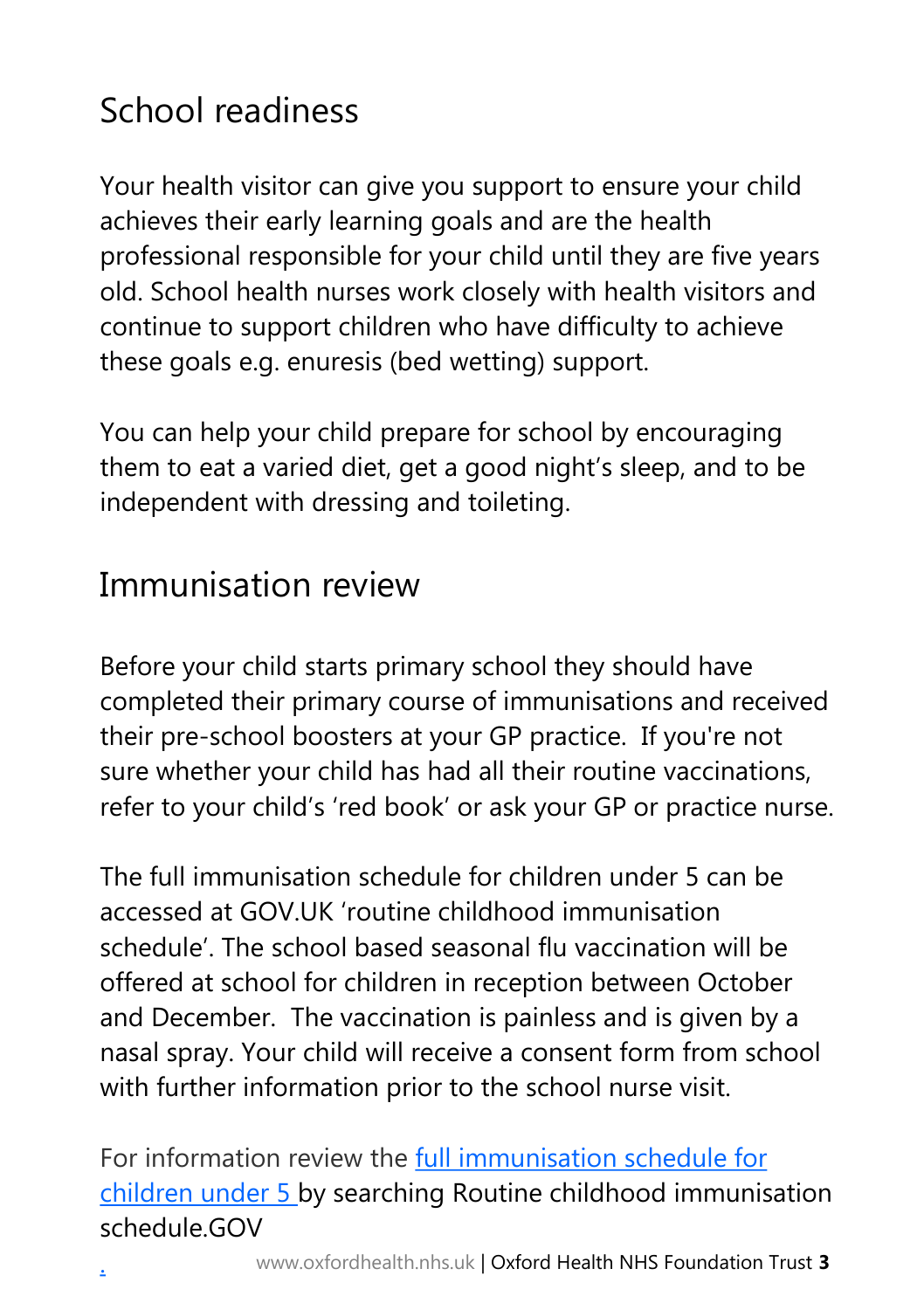## School readiness

Your health visitor can give you support to ensure your child achieves their early learning goals and are the health professional responsible for your child until they are five years old. School health nurses work closely with health visitors and continue to support children who have difficulty to achieve these goals e.g. enuresis (bed wetting) support.

You can help your child prepare for school by encouraging them to eat a varied diet, get a good night's sleep, and to be independent with dressing and toileting.

## Immunisation review

Before your child starts primary school they should have completed their primary course of immunisations and received their pre-school boosters at your GP practice. If you're not sure whether your child has had all their routine vaccinations, refer to your child's 'red book' or ask your GP or practice nurse.

The full immunisation schedule for children under 5 can be accessed at GOV.UK 'routine childhood immunisation schedule'. The school based seasonal flu vaccination will be offered at school for children in reception between October and December. The vaccination is painless and is given by a nasal spray. Your child will receive a consent form from school with further information prior to the school nurse visit.

For information review the full immunisation schedule for children under 5 by searching Routine childhood immunisation schedule.GOV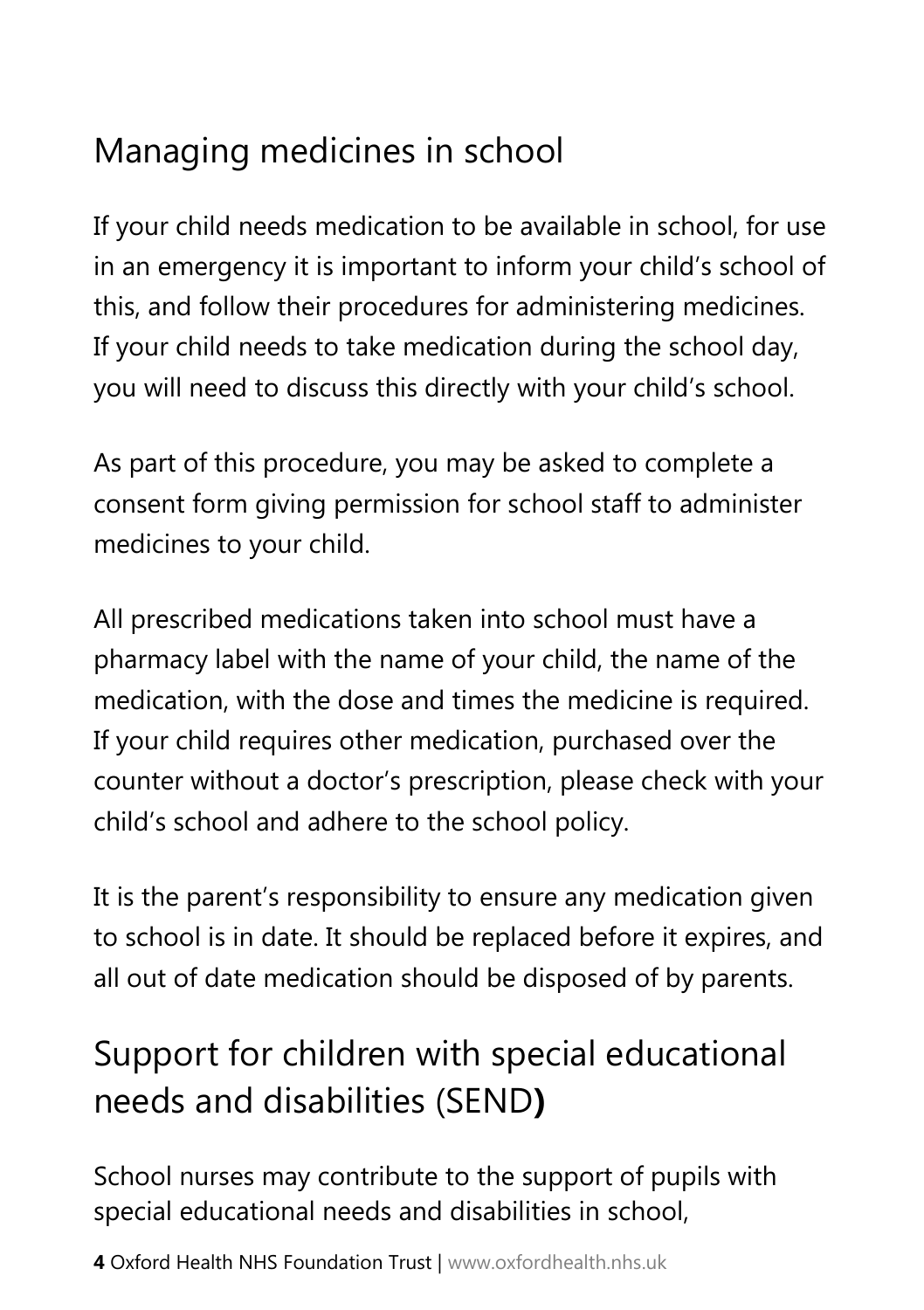## Managing medicines in school

If your child needs medication to be available in school, for use in an emergency it is important to inform your child's school of this, and follow their procedures for administering medicines. If your child needs to take medication during the school day, you will need to discuss this directly with your child's school.

As part of this procedure, you may be asked to complete a consent form giving permission for school staff to administer medicines to your child.

All prescribed medications taken into school must have a pharmacy label with the name of your child, the name of the medication, with the dose and times the medicine is required. If your child requires other medication, purchased over the counter without a doctor's prescription, please check with your child's school and adhere to the school policy.

It is the parent's responsibility to ensure any medication given to school is in date. It should be replaced before it expires, and all out of date medication should be disposed of by parents.

## Support for children with special educational needs and disabilities (SEND**)**

School nurses may contribute to the support of pupils with special educational needs and disabilities in school,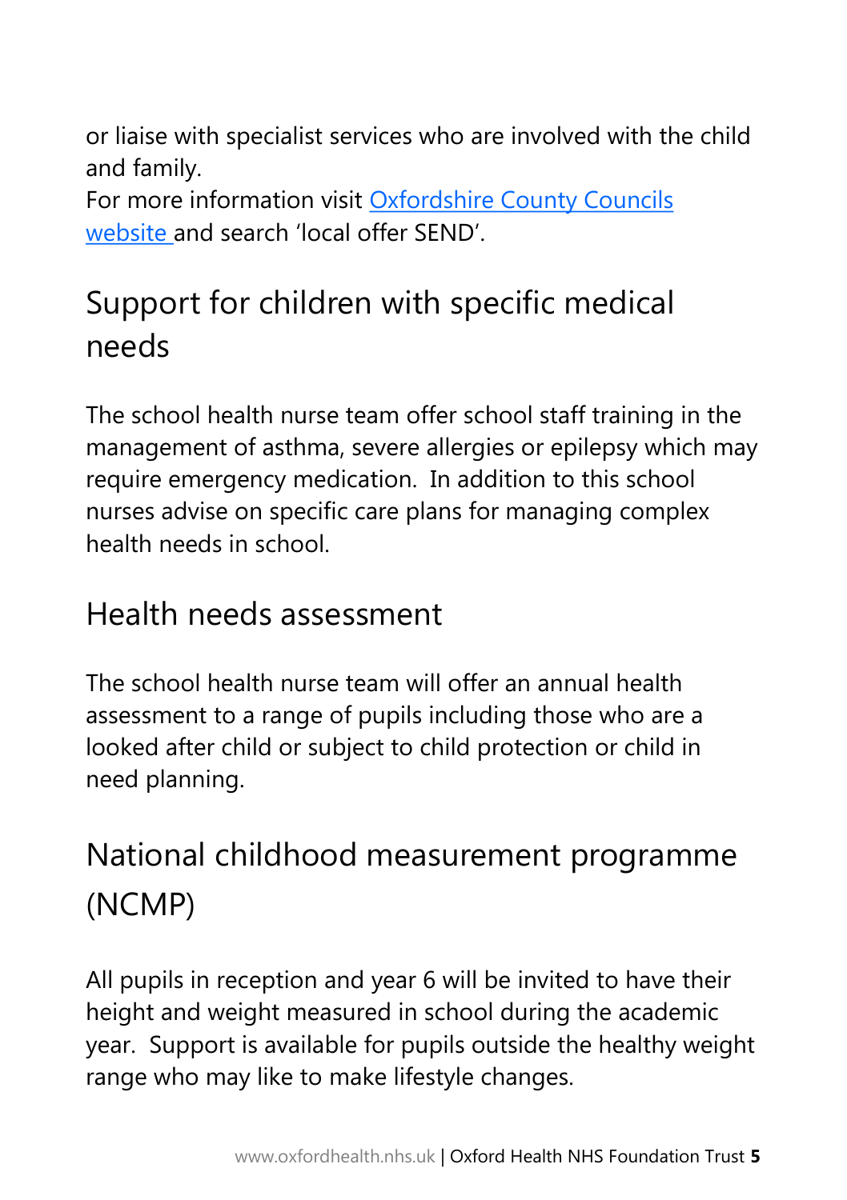or liaise with specialist services who are involved with the child and family.
For more information visit [Oxfordshire County Councils website](#) and search 'local offer SEND'.

## Support for children with specific medical needs

The school health nurse team offer school staff training in the management of asthma, severe allergies or epilepsy which may require emergency medication. In addition to this school nurses advise on specific care plans for managing complex health needs in school.

## Health needs assessment

The school health nurse team will offer an annual health assessment to a range of pupils including those who are a looked after child or subject to child protection or child in need planning.

## National childhood measurement programme (NCMP)

All pupils in reception and year 6 will be invited to have their height and weight measured in school during the academic year. Support is available for pupils outside the healthy weight range who may like to make lifestyle changes.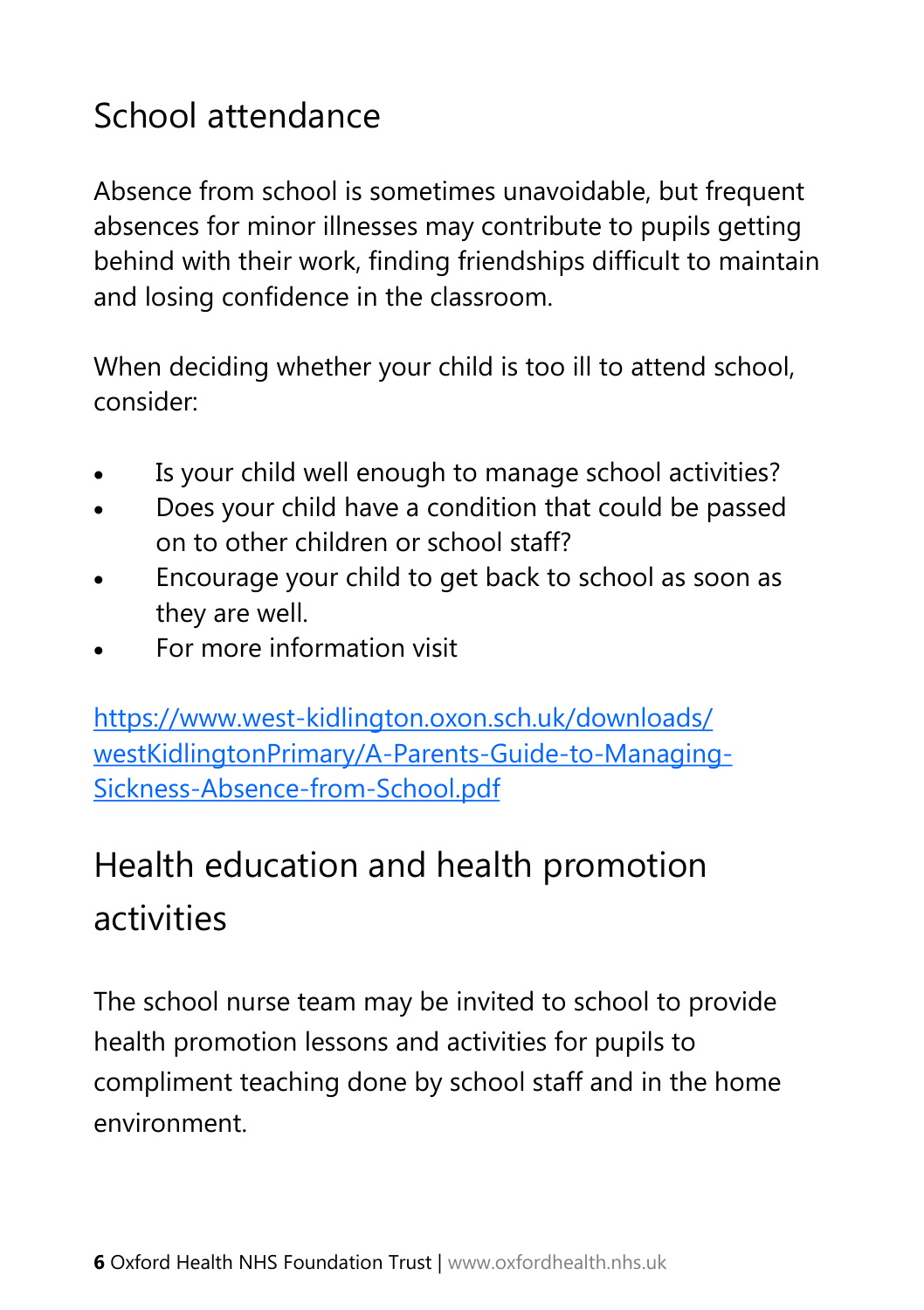## School attendance

Absence from school is sometimes unavoidable, but frequent absences for minor illnesses may contribute to pupils getting behind with their work, finding friendships difficult to maintain and losing confidence in the classroom.

When deciding whether your child is too ill to attend school, consider:

- Is your child well enough to manage school activities?
- Does your child have a condition that could be passed on to other children or school staff?
- Encourage your child to get back to school as soon as they are well.
- For more information visit

https://www.west-kidlington.oxon.sch.uk/downloads/westKidlingtonPrimary/A-Parents-Guide-to-Managing-Sickness-Absence-from-School.pdf

## Health education and health promotion activities

The school nurse team may be invited to school to provide health promotion lessons and activities for pupils to compliment teaching done by school staff and in the home environment.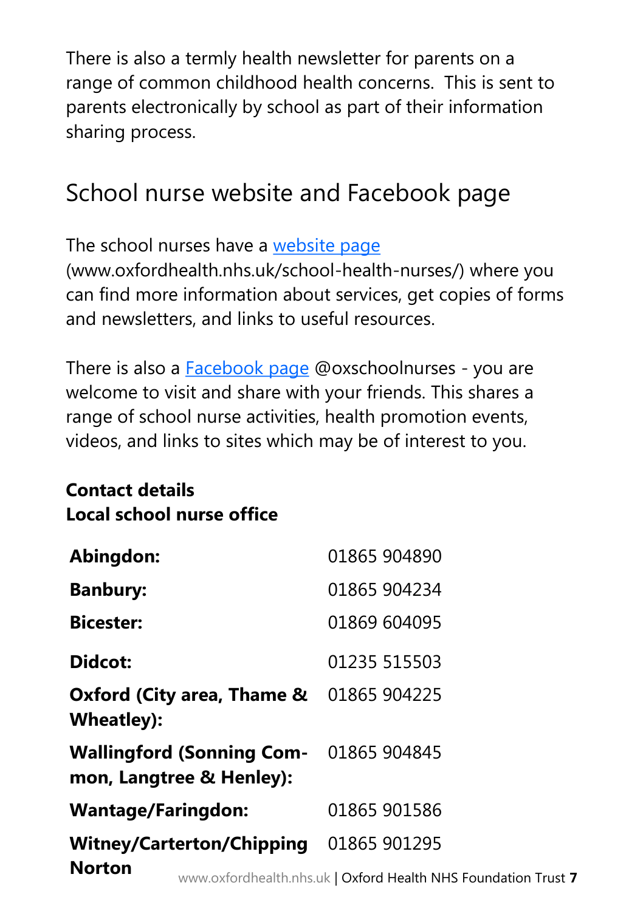There is also a termly health newsletter for parents on a range of common childhood health concerns. This is sent to parents electronically by school as part of their information sharing process.

## School nurse website and Facebook page

The school nurses have a [website page](www.oxfordhealth.nhs.uk/school-health-nurses/) (www.oxfordhealth.nhs.uk/school-health-nurses/) where you can find more information about services, get copies of forms and newsletters, and links to useful resources.

There is also a Facebook page @oxschoolnurses - you are welcome to visit and share with your friends. This shares a range of school nurse activities, health promotion events, videos, and links to sites which may be of interest to you.

**Contact details**
**Local school nurse office**

| | |
|---|---|
| **Abingdon:** | 01865 904890 |
| **Banbury:** | 01865 904234 |
| **Bicester:** | 01869 604095 |
| **Didcot:** | 01235 515503 |
| **Oxford (City area, Thame & Wheatley):** | 01865 904225 |
| **Wallingford (Sonning Common, Langtree & Henley):** | 01865 904845 |
| **Wantage/Faringdon:** | 01865 901586 |
| **Witney/Carterton/Chipping Norton** | 01865 901295 |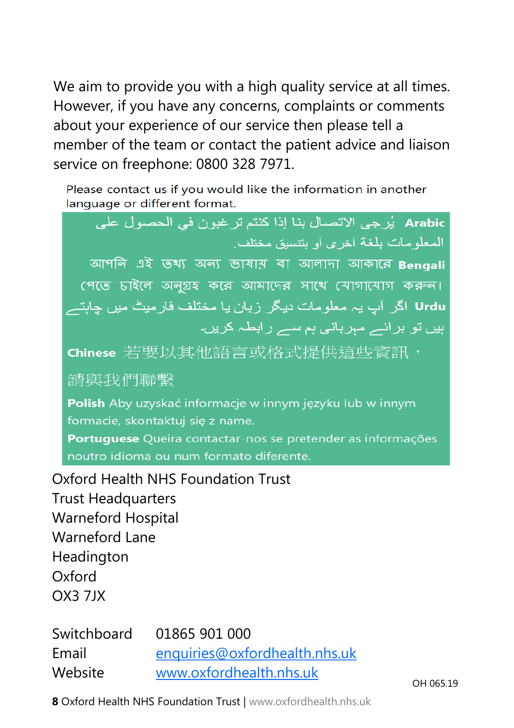We aim to provide you with a high quality service at all times. However, if you have any concerns, complaints or comments about your experience of our service then please tell a member of the team or contact the patient advice and liaison service on freephone: 0800 328 7971.

Please contact us if you would like the information in another language or different format.

**Arabic** يُرجى الاتصال بنا إذا كنتم ترغبون في الحصول على المعلومات بلغة أخرى أو بتنسيق مختلف.

**Bengali** আপনি এই তথ্য অন্য ভাষায় বা আলাদা আকারে পেতে চাইলে অনুগ্রহ করে আমাদের সাথে যোগাযোগ করুন।

**Urdu** اگر آپ یہ معلومات دیگر زبان یا مختلف فارمیٹ میں چاہتے ہیں تو برائے مہربانی ہم سے رابطہ کریں۔

**Chinese** 若要以其他語言或格式提供這些資訊，請與我們聯繫

**Polish** Aby uzyskać informacje w innym języku lub w innym formacie, skontaktuj się z name.

**Portuguese** Queira contactar-nos se pretender as informações noutro idioma ou num formato diferente.

Oxford Health NHS Foundation Trust
Trust Headquarters
Warneford Hospital
Warneford Lane
Headington
Oxford
OX3 7JX

| | |
|---|---|
| Switchboard | 01865 901 000 |
| Email | enquiries@oxfordhealth.nhs.uk |
| Website | www.oxfordhealth.nhs.uk |

OH 065.19